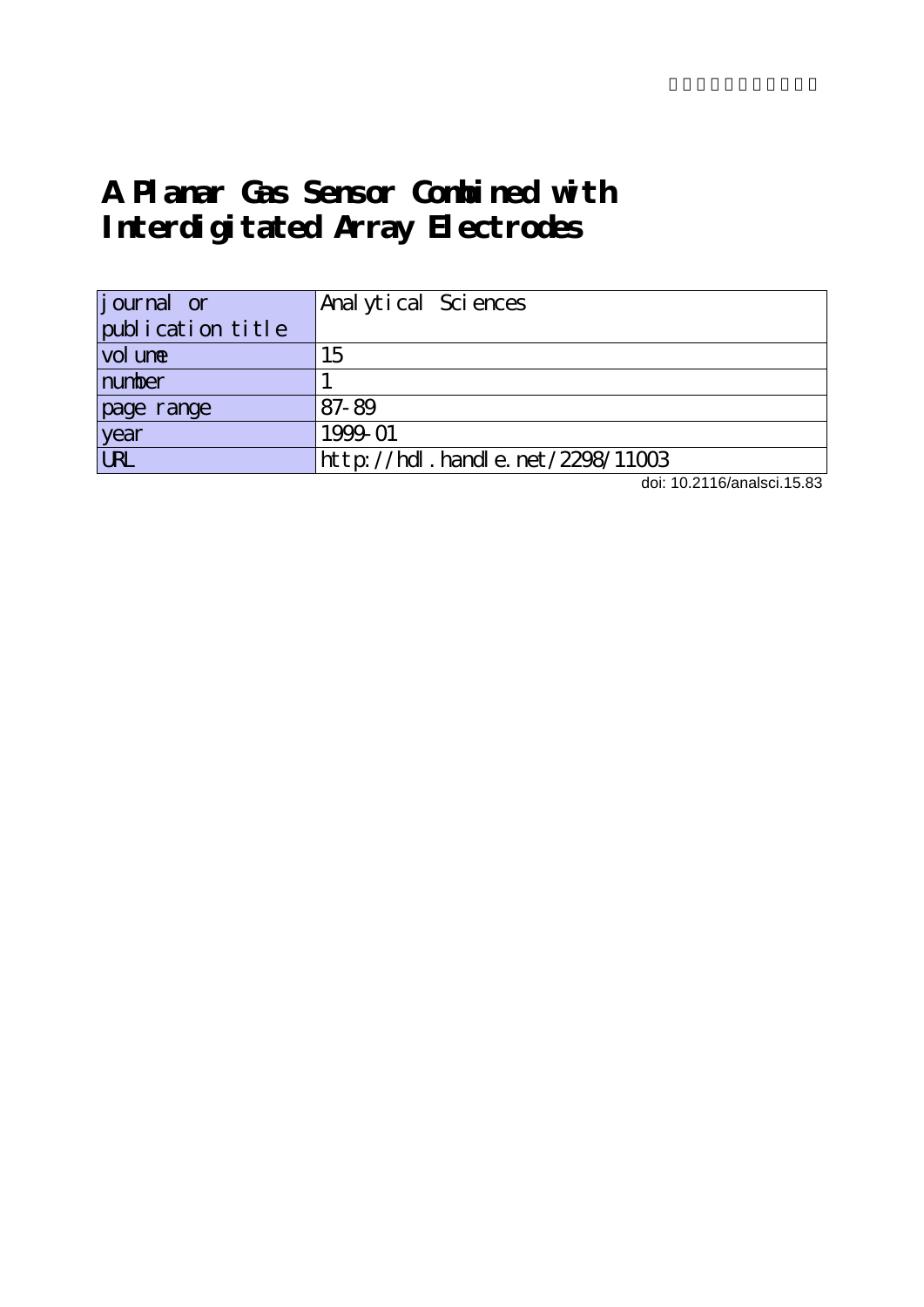# A Planar Gas Sensor Combined with Interdigitated Array Electrodes

| journal or publication title | Analytical Sciences |
| --- | --- |
| volume | 15 |
| number | 1 |
| page range | 87-89 |
| year | 1999-01 |
| URL | http://hdl.handle.net/2298/11003 |

doi: 10.2116/analsci.15.83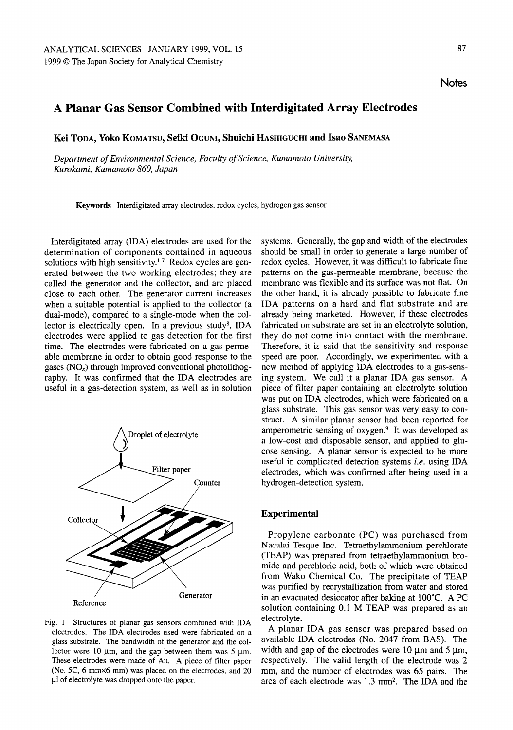Notes

# A Planar Gas Sensor Combined with Interdigitated Array Electrodes

**Kei Toda, Yoko Komatsu, Seiki Oguni, Shuichi Hashiguchi and Isao Sanemasa**

*Department of Environmental Science, Faculty of Science, Kumamoto University, Kurokami, Kumamoto 860, Japan*

**Keywords** Interdigitated array electrodes, redox cycles, hydrogen gas sensor

Interdigitated array (IDA) electrodes are used for the determination of components contained in aqueous solutions with high sensitivity.[1-7] Redox cycles are generated between the two working electrodes; they are called the generator and the collector, and are placed close to each other. The generator current increases when a suitable potential is applied to the collector (a dual-mode), compared to a single-mode when the collector is electrically open. In a previous study[8], IDA electrodes were applied to gas detection for the first time. The electrodes were fabricated on a gas-permeable membrane in order to obtain good response to the gases ($NO_x$) through improved conventional photolithography. It was confirmed that the IDA electrodes are useful in a gas-detection system, as well as in solution systems. Generally, the gap and width of the electrodes should be small in order to generate a large number of redox cycles. However, it was difficult to fabricate fine patterns on the gas-permeable membrane, because the membrane was flexible and its surface was not flat. On the other hand, it is already possible to fabricate fine IDA patterns on a hard and flat substrate and are already being marketed. However, if these electrodes fabricated on substrate are set in an electrolyte solution, they do not come into contact with the membrane. Therefore, it is said that the sensitivity and response speed are poor. Accordingly, we experimented with a new method of applying IDA electrodes to a gas-sensing system. We call it a planar IDA gas sensor. A piece of filter paper containing an electrolyte solution was put on IDA electrodes, which were fabricated on a glass substrate. This gas sensor was very easy to construct. A similar planar sensor had been reported for amperometric sensing of oxygen.[9] It was developed as a low-cost and disposable sensor, and applied to glucose sensing. A planar sensor is expected to be more useful in complicated detection systems *i.e.* using IDA electrodes, which was confirmed after being used in a hydrogen-detection system.

Fig. 1 Structures of planar gas sensors combined with IDA electrodes. The IDA electrodes used were fabricated on a glass substrate. The bandwidth of the generator and the collector were 10 μm, and the gap between them was 5 μm. These electrodes were made of Au. A piece of filter paper (No. 5C, 6 mm×6 mm) was placed on the electrodes, and 20 μl of electrolyte was dropped onto the paper.

## Experimental

Propylene carbonate (PC) was purchased from Nacalai Tesque Inc. Tetraethylammonium perchlorate (TEAP) was prepared from tetraethylammonium bromide and perchloric acid, both of which were obtained from Wako Chemical Co. The precipitate of TEAP was purified by recrystallization from water and stored in an evacuated desiccator after baking at 100°C. A PC solution containing 0.1 M TEAP was prepared as an electrolyte.

A planar IDA gas sensor was prepared based on available IDA electrodes (No. 2047 from BAS). The width and gap of the electrodes were 10 μm and 5 μm, respectively. The valid length of the electrode was 2 mm, and the number of electrodes was 65 pairs. The area of each electrode was 1.3 mm$^2$. The IDA and the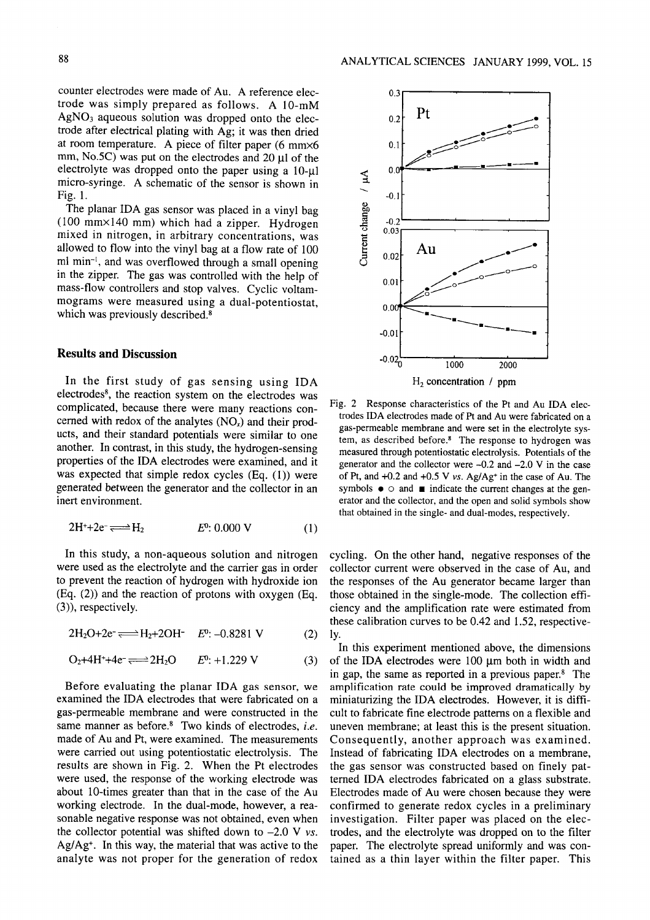counter electrodes were made of Au. A reference electrode was simply prepared as follows. A 10-mM $AgNO_3$ aqueous solution was dropped onto the electrode after electrical plating with Ag; it was then dried at room temperature. A piece of filter paper (6 mm×6 mm, No.5C) was put on the electrodes and 20 μl of the electrolyte was dropped onto the paper using a 10-μl micro-syringe. A schematic of the sensor is shown in Fig. 1.

The planar IDA gas sensor was placed in a vinyl bag (100 mm×140 mm) which had a zipper. Hydrogen mixed in nitrogen, in arbitrary concentrations, was allowed to flow into the vinyl bag at a flow rate of 100 ml $min^{-1}$, and was overflowed through a small opening in the zipper. The gas was controlled with the help of mass-flow controllers and stop valves. Cyclic voltammograms were measured using a dual-potentiostat, which was previously described.[8]

## Results and Discussion

In the first study of gas sensing using IDA electrodes[8], the reaction system on the electrodes was complicated, because there were many reactions concerned with redox of the analytes ($NO_x$) and their products, and their standard potentials were similar to one another. In contrast, in this study, the hydrogen-sensing properties of the IDA electrodes were examined, and it was expected that simple redox cycles (Eq. (1)) were generated between the generator and the collector in an inert environment.

$$2H^{+}+2e^{-} \rightleftharpoons H_2 \qquad E^0\text{: } 0.000\text{ V} \qquad (1)$$

In this study, a non-aqueous solution and nitrogen were used as the electrolyte and the carrier gas in order to prevent the reaction of hydrogen with hydroxide ion (Eq. (2)) and the reaction of protons with oxygen (Eq. (3)), respectively.

$$2H_2O+2e^{-} \rightleftharpoons H_2+2OH^{-} \qquad E^0\text{: } -0.8281\text{ V} \qquad (2)$$

$$O_2+4H^{+}+4e^{-} \rightleftharpoons 2H_2O \qquad E^0\text{: } +1.229\text{ V} \qquad (3)$$

Before evaluating the planar IDA gas sensor, we examined the IDA electrodes that were fabricated on a gas-permeable membrane and were constructed in the same manner as before.[8] Two kinds of electrodes, *i.e.* made of Au and Pt, were examined. The measurements were carried out using potentiostatic electrolysis. The results are shown in Fig. 2. When the Pt electrodes were used, the response of the working electrode was about 10-times greater than that in the case of the Au working electrode. In the dual-mode, however, a reasonable negative response was not obtained, even when the collector potential was shifted down to −2.0 V *vs.* $Ag/Ag^{+}$. In this way, the material that was active to the analyte was not proper for the generation of redox cycling. On the other hand, negative responses of the collector current were observed in the case of Au, and the responses of the Au generator became larger than those obtained in the single-mode. The collection efficiency and the amplification rate were estimated from these calibration curves to be 0.42 and 1.52, respectively.

Fig. 2 Response characteristics of the Pt and Au IDA electrodes IDA electrodes made of Pt and Au were fabricated on a gas-permeable membrane and were set in the electrolyte system, as described before.[8] The response to hydrogen was measured through potentiostatic electrolysis. Potentials of the generator and the collector were −0.2 and −2.0 V in the case of Pt, and +0.2 and +0.5 V *vs.* $Ag/Ag^{+}$ in the case of Au. The symbols ● ○ and ■ indicate the current changes at the generator and the collector, and the open and solid symbols show that obtained in the single- and dual-modes, respectively.

In this experiment mentioned above, the dimensions of the IDA electrodes were 100 μm both in width and in gap, the same as reported in a previous paper.[8] The amplification rate could be improved dramatically by miniaturizing the IDA electrodes. However, it is difficult to fabricate fine electrode patterns on a flexible and uneven membrane; at least this is the present situation. Consequently, another approach was examined. Instead of fabricating IDA electrodes on a membrane, the gas sensor was constructed based on finely patterned IDA electrodes fabricated on a glass substrate. Electrodes made of Au were chosen because they were confirmed to generate redox cycles in a preliminary investigation. Filter paper was placed on the electrodes, and the electrolyte was dropped on to the filter paper. The electrolyte spread uniformly and was contained as a thin layer within the filter paper. This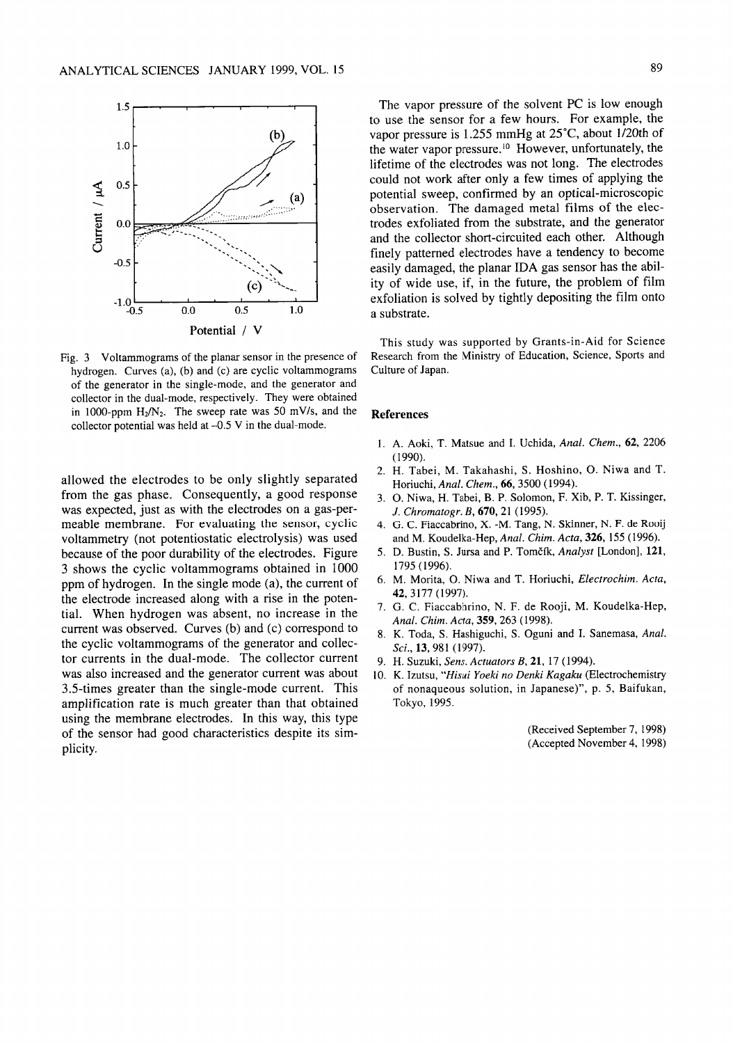1.5

1.0

0.5

0.0

-0.5

-1.0

-0.5 0.0 0.5 1.0

Current / μA

Potential / V

(a)

(b)

(c)

Fig. 3 Voltammograms of the planar sensor in the presence of hydrogen. Curves (a), (b) and (c) are cyclic voltammograms of the generator in the single-mode, the generator and collector in the dual-mode, respectively. They were obtained in 1000-ppm $H_2/N_2$. The sweep rate was 50 mV/s, and the collector potential was held at −0.5 V in the dual-mode.

allowed the electrodes to be only slightly separated from the gas phase. Consequently, a good response was expected, just as with the electrodes on a gas-permeable membrane. For evaluating the sensor, cyclic voltammetry (not potentiostatic electrolysis) was used because of the poor durability of the electrodes. Figure 3 shows the cyclic voltammograms obtained in 1000 ppm of hydrogen. In the single mode (a), the current of the electrode increased along with a rise in the potential. When hydrogen was absent, no increase in the current was observed. Curves (b) and (c) correspond to the cyclic voltammograms of the generator and collector currents in the dual-mode. The collector current was also increased and the generator current was about 3.5-times greater than the single-mode current. This amplification rate is much greater than that obtained using the membrane electrodes. In this way, this type of the sensor had good characteristics despite its simplicity.

The vapor pressure of the solvent PC is low enough to use the sensor for a few hours. For example, the vapor pressure is 1.255 mmHg at 25°C, about 1/20th of the water vapor pressure.[10] However, unfortunately, the lifetime of the electrodes was not long. The electrodes could not work after only a few times of applying the potential sweep, confirmed by an optical-microscopic observation. The damaged metal films of the electrodes exfoliated from the substrate, and the generator and the collector short-circuited each other. Although finely patterned electrodes have a tendency to become easily damaged, the planar IDA gas sensor has the ability of wide use, if, in the future, the problem of film exfoliation is solved by tightly depositing the film onto a substrate.

This study was supported by Grants-in-Aid for Science Research from the Ministry of Education, Science, Sports and Culture of Japan.

## References

1. A. Aoki, T. Matsue and I. Uchida, *Anal. Chem.*, **62**, 2206 (1990).
2. H. Tabei, M. Takahashi, S. Hoshino, O. Niwa and T. Horiuchi, *Anal. Chem.*, **66**, 3500 (1994).
3. O. Niwa, H. Tabei, B. P. Solomon, F. Xib, P. T. Kissinger, *J. Chromatogr. B*, **670**, 21 (1995).
4. G. C. Fiaccabrino, X. -M. Tang, N. Skinner, N. F. de Rooij and M. Koudelka-Hep, *Anal. Chim. Acta*, **326**, 155 (1996).
5. D. Bustin, S. Jursa and P. Tomčík, *Analyst* [London], **121**, 1795 (1996).
6. M. Morita, O. Niwa and T. Horiuchi, *Electrochim. Acta*, **42**, 3177 (1997).
7. G. C. Fiaccabhrino, N. F. de Rooji, M. Koudelka-Hep, *Anal. Chim. Acta*, **359**, 263 (1998).
8. K. Toda, S. Hashiguchi, S. Oguni and I. Sanemasa, *Anal. Sci.*, **13**, 981 (1997).
9. H. Suzuki, *Sens. Actuators B*, **21**, 17 (1994).
10. K. Izutsu, "*Hisui Yoeki no Denki Kagaku* (Electrochemistry of nonaqueous solution, in Japanese)", p. 5, Baifukan, Tokyo, 1995.

(Received September 7, 1998)
(Accepted November 4, 1998)